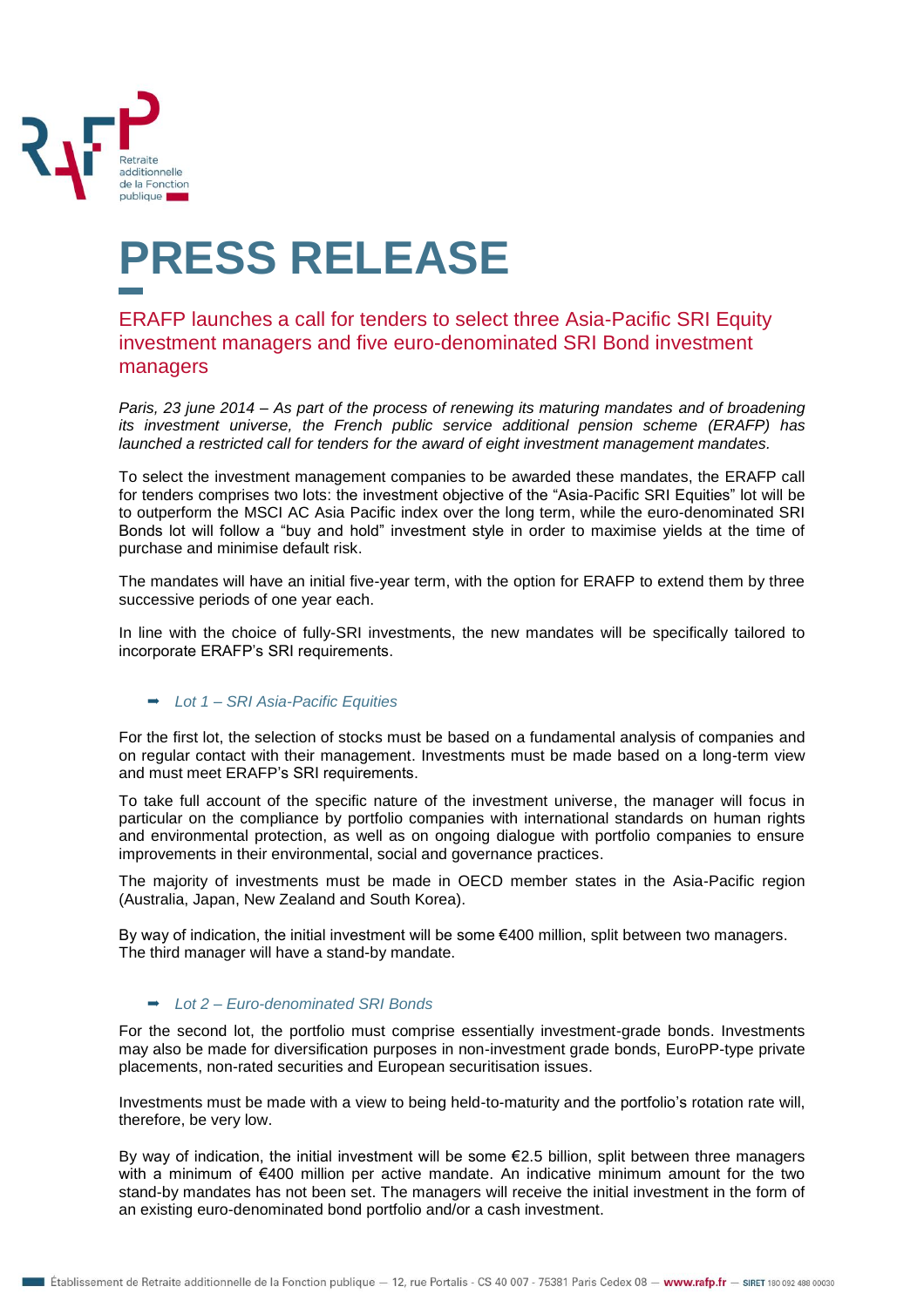# PRESS RELEASE

## ERAFP launches a call for tenders to select three Asia-Pacific SRI Equity investment managers and five euro-denominated SRI Bond investment managers

*Paris, 23 june 2014 – As part of the process of renewing its maturing mandates and of broadening its investment universe, the French public service additional pension scheme (ERAFP) has launched a restricted call for tenders for the award of eight investment management mandates.*

To select the investment management companies to be awarded these mandates, the ERAFP call for tenders comprises two lots: the investment objective of the "Asia-Pacific SRI Equities" lot will be to outperform the MSCI AC Asia Pacific index over the long term, while the euro-denominated SRI Bonds lot will follow a "buy and hold" investment style in order to maximise yields at the time of purchase and minimise default risk.

The mandates will have an initial five-year term, with the option for ERAFP to extend them by three successive periods of one year each.

In line with the choice of fully-SRI investments, the new mandates will be specifically tailored to incorporate ERAFP's SRI requirements.

### ➡ *Lot 1 – SRI Asia-Pacific Equities*

For the first lot, the selection of stocks must be based on a fundamental analysis of companies and on regular contact with their management. Investments must be made based on a long-term view and must meet ERAFP's SRI requirements.

To take full account of the specific nature of the investment universe, the manager will focus in particular on the compliance by portfolio companies with international standards on human rights and environmental protection, as well as on ongoing dialogue with portfolio companies to ensure improvements in their environmental, social and governance practices.

The majority of investments must be made in OECD member states in the Asia-Pacific region (Australia, Japan, New Zealand and South Korea).

By way of indication, the initial investment will be some €400 million, split between two managers. The third manager will have a stand-by mandate.

### ➡ *Lot 2 – Euro-denominated SRI Bonds*

For the second lot, the portfolio must comprise essentially investment-grade bonds. Investments may also be made for diversification purposes in non-investment grade bonds, EuroPP-type private placements, non-rated securities and European securitisation issues.

Investments must be made with a view to being held-to-maturity and the portfolio's rotation rate will, therefore, be very low.

By way of indication, the initial investment will be some €2.5 billion, split between three managers with a minimum of €400 million per active mandate. An indicative minimum amount for the two stand-by mandates has not been set. The managers will receive the initial investment in the form of an existing euro-denominated bond portfolio and/or a cash investment.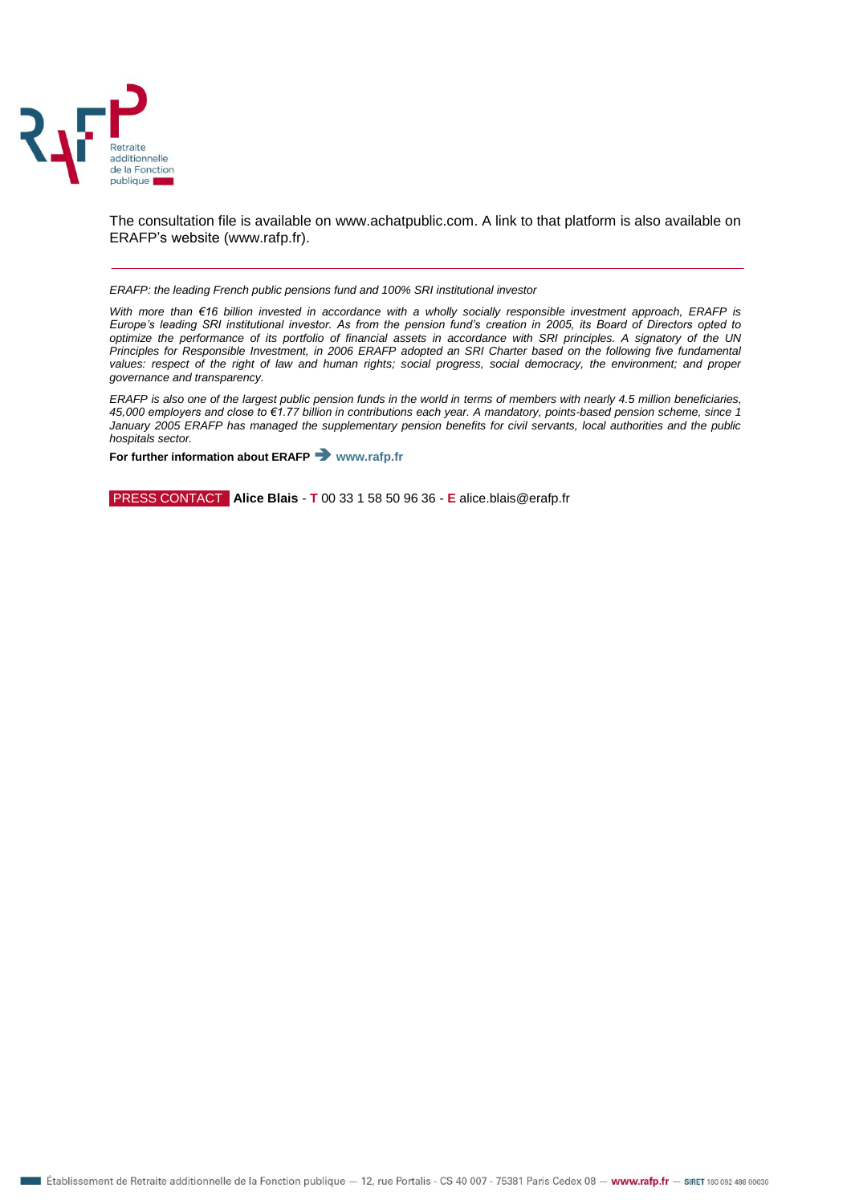The consultation file is available on www.achatpublic.com. A link to that platform is also available on ERAFP's website (www.rafp.fr).

---

*ERAFP: the leading French public pensions fund and 100% SRI institutional investor*

*With more than €16 billion invested in accordance with a wholly socially responsible investment approach, ERAFP is Europe's leading SRI institutional investor. As from the pension fund's creation in 2005, its Board of Directors opted to optimize the performance of its portfolio of financial assets in accordance with SRI principles. A signatory of the UN Principles for Responsible Investment, in 2006 ERAFP adopted an SRI Charter based on the following five fundamental values: respect of the right of law and human rights; social progress, social democracy, the environment; and proper governance and transparency.*

*ERAFP is also one of the largest public pension funds in the world in terms of members with nearly 4.5 million beneficiaries, 45,000 employers and close to €1.77 billion in contributions each year. A mandatory, points-based pension scheme, since 1 January 2005 ERAFP has managed the supplementary pension benefits for civil servants, local authorities and the public hospitals sector.*

**For further information about ERAFP** ➔ **www.rafp.fr**

PRESS CONTACT **Alice Blais** - **T** 00 33 1 58 50 96 36 - **E** alice.blais@erafp.fr